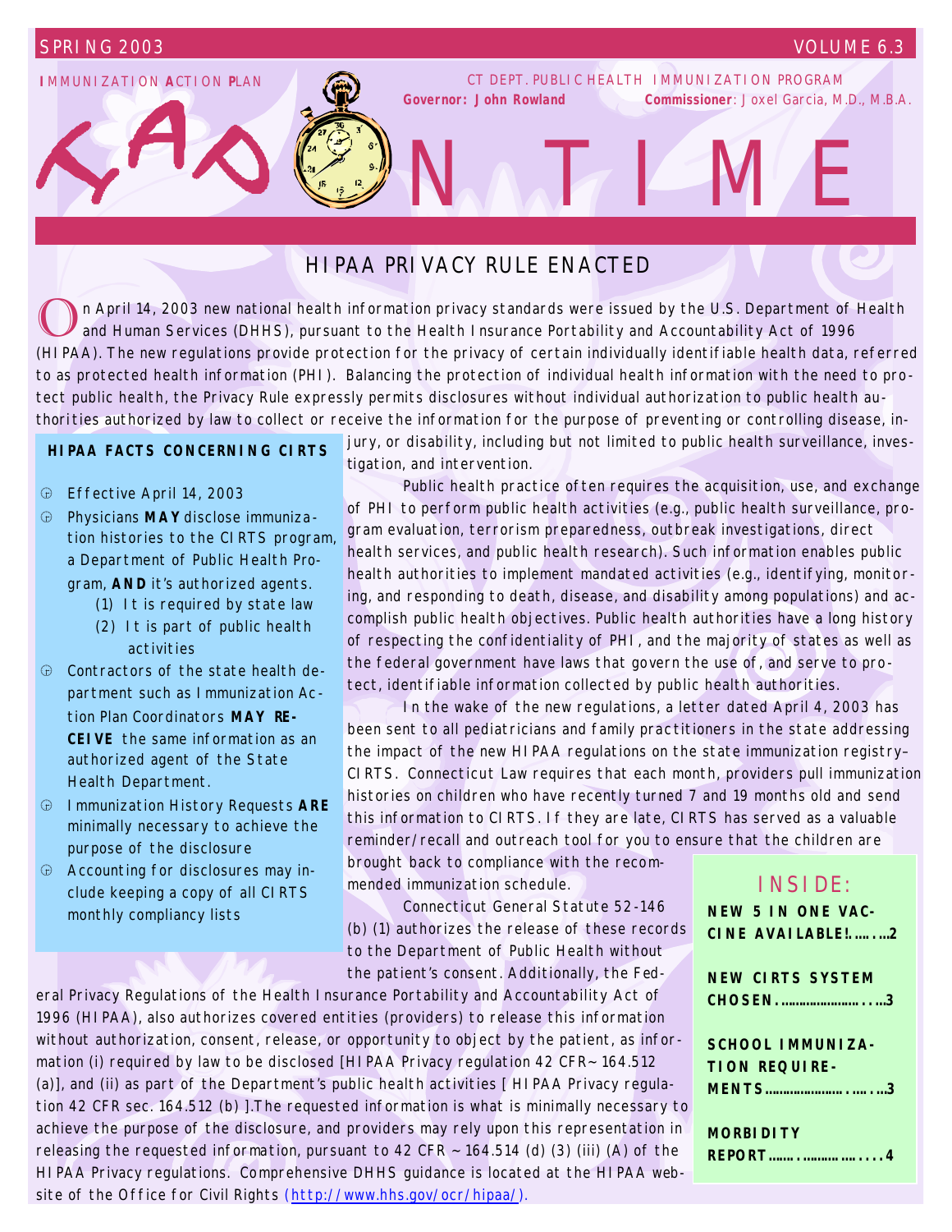SPRING 2003 VOLUME 6.3

IMMUNIZATION ACTION PLAN

CT DEPT. PUBLIC HEALTH IMMUNIZATION PROGRAM

**Governor: John Rowland** **Commissioner**: Joxel Garcia, M.D., M.B.A.

# IAP ON TIME

## HIPAA PRIVACY RULE ENACTED

On April 14, 2003 new national health information privacy standards were issued by the U.S. Department of Health and Human Services (DHHS), pursuant to the Health Insurance Portability and Accountability Act of 1996 (HIPAA). The new regulations provide protection for the privacy of certain individually identifiable health data, referred to as protected health information (PHI). Balancing the protection of individual health information with the need to protect public health, the Privacy Rule expressly permits disclosures without individual authorization to public health authorities authorized by law to collect or receive the information for the purpose of preventing or controlling disease, injury, or disability, including but not limited to public health surveillance, investigation, and intervention.

Public health practice often requires the acquisition, use, and exchange of PHI to perform public health activities (e.g., public health surveillance, program evaluation, terrorism preparedness, outbreak investigations, direct health services, and public health research). Such information enables public health authorities to implement mandated activities (e.g., identifying, monitoring, and responding to death, disease, and disability among populations) and accomplish public health objectives. Public health authorities have a long history of respecting the confidentiality of PHI, and the majority of states as well as the federal government have laws that govern the use of, and serve to protect, identifiable information collected by public health authorities.

In the wake of the new regulations, a letter dated April 4, 2003 has been sent to all pediatricians and family practitioners in the state addressing the impact of the new HIPAA regulations on the state immunization registry–CIRTS. Connecticut Law requires that each month, providers pull immunization histories on children who have recently turned 7 and 19 months old and send this information to CIRTS. If they are late, CIRTS has served as a valuable reminder/recall and outreach tool for you to ensure that the children are brought back to compliance with the recommended immunization schedule.

Connecticut General Statute 52-146 (b) (1) authorizes the release of these records to the Department of Public Health without the patient's consent. Additionally, the Federal Privacy Regulations of the Health Insurance Portability and Accountability Act of 1996 (HIPAA), also authorizes covered entities (providers) to release this information without authorization, consent, release, or opportunity to object by the patient, as information (i) required by law to be disclosed [HIPAA Privacy regulation 42 CFR~ 164.512 (a)], and (ii) as part of the Department's public health activities [ HIPAA Privacy regulation 42 CFR sec. 164.512 (b) ].The requested information is what is minimally necessary to achieve the purpose of the disclosure, and providers may rely upon this representation in releasing the requested information, pursuant to 42 CFR ~ 164.514 (d) (3) (iii) (A) of the HIPAA Privacy regulations. Comprehensive DHHS guidance is located at the HIPAA website of the Office for Civil Rights (http://www.hhs.gov/ocr/hipaa/).

### HIPAA FACTS CONCERNING CIRTS

- Effective April 14, 2003
- Physicians **MAY** disclose immunization histories to the CIRTS program, a Department of Public Health Program, **AND** it's authorized agents.
  - (1) It is required by state law
  - (2) It is part of public health activities
- Contractors of the state health department such as Immunization Action Plan Coordinators **MAY RECEIVE** the same information as an authorized agent of the State Health Department.
- Immunization History Requests **ARE** minimally necessary to achieve the purpose of the disclosure
- Accounting for disclosures may include keeping a copy of all CIRTS monthly compliancy lists

### INSIDE:

**NEW 5 IN ONE VACCINE AVAILABLE!.......2**

**NEW CIRTS SYSTEM CHOSEN.........................3**

**SCHOOL IMMUNIZATION REQUIREMENTS..............................3**

**MORBIDITY REPORT........................4**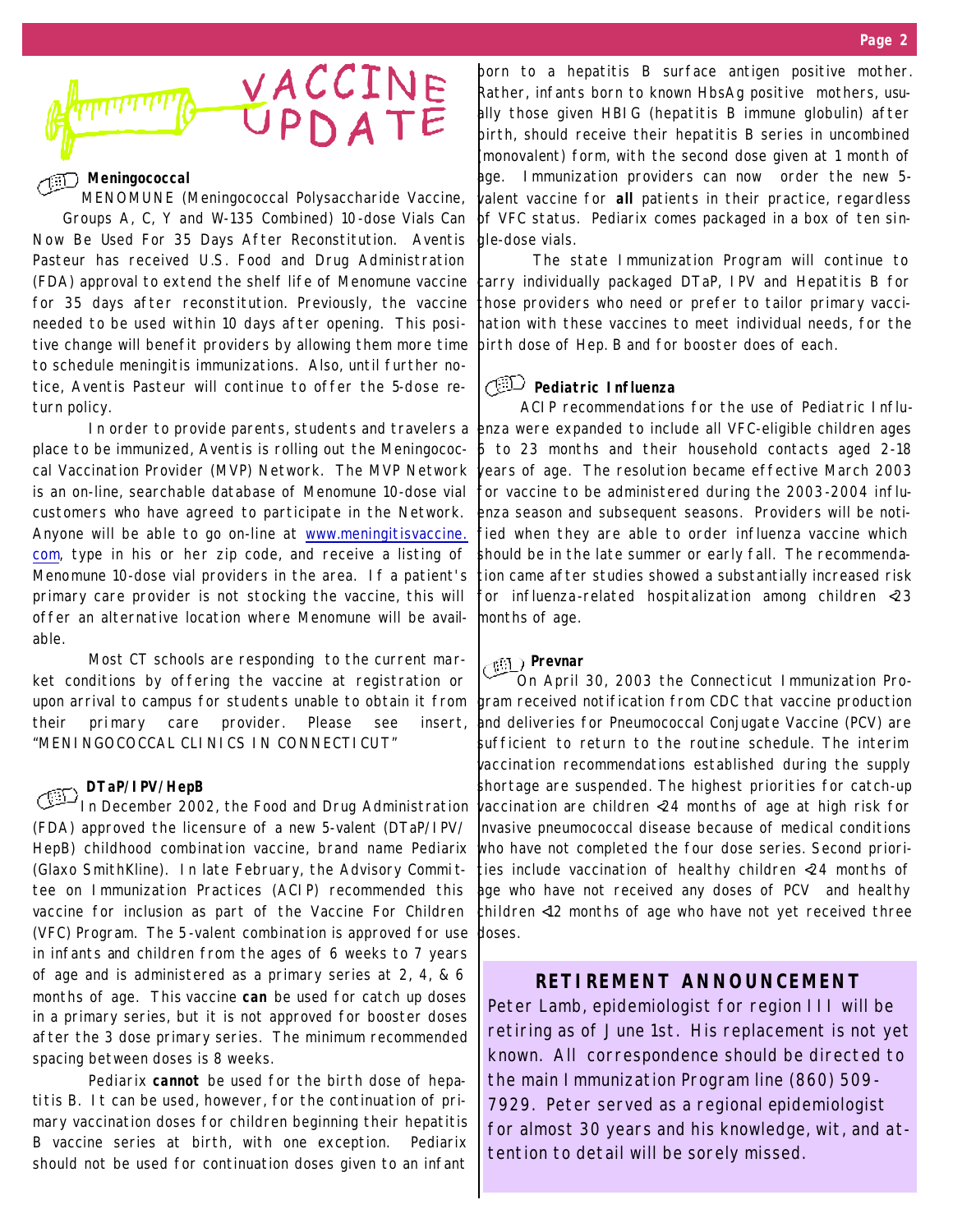# VACCINE UPDATE

### Meningococcal

MENOMUNE (Meningococcal Polysaccharide Vaccine, Groups A, C, Y and W-135 Combined) 10-dose Vials Can Now Be Used For 35 Days After Reconstitution. Aventis Pasteur has received U.S. Food and Drug Administration (FDA) approval to extend the shelf life of Menomune vaccine for 35 days after reconstitution. Previously, the vaccine needed to be used within 10 days after opening. This positive change will benefit providers by allowing them more time to schedule meningitis immunizations. Also, until further notice, Aventis Pasteur will continue to offer the 5-dose return policy.

In order to provide parents, students and travelers a place to be immunized, Aventis is rolling out the Meningococcal Vaccination Provider (MVP) Network. The MVP Network is an on-line, searchable database of Menomune 10-dose vial customers who have agreed to participate in the Network. Anyone will be able to go on-line at www.meningitisvaccine.com, type in his or her zip code, and receive a listing of Menomune 10-dose vial providers in the area. If a patient's primary care provider is not stocking the vaccine, this will offer an alternative location where Menomune will be available.

Most CT schools are responding to the current market conditions by offering the vaccine at registration or upon arrival to campus for students unable to obtain it from their primary care provider. Please see insert, "MENINGOCOCCAL CLINICS IN CONNECTICUT"

### DTaP/IPV/HepB

In December 2002, the Food and Drug Administration (FDA) approved the licensure of a new 5-valent (DTaP/IPV/HepB) childhood combination vaccine, brand name Pediarix (Glaxo SmithKline). In late February, the Advisory Committee on Immunization Practices (ACIP) recommended this vaccine for inclusion as part of the Vaccine For Children (VFC) Program. The 5-valent combination is approved for use in infants and children from the ages of 6 weeks to 7 years of age and is administered as a primary series at 2, 4, & 6 months of age. This vaccine **can** be used for catch up doses in a primary series, but it is not approved for booster doses after the 3 dose primary series. The minimum recommended spacing between doses is 8 weeks.

Pediarix **cannot** be used for the birth dose of hepatitis B. It can be used, however, for the continuation of primary vaccination doses for children beginning their hepatitis B vaccine series at birth, with one exception. Pediarix should not be used for continuation doses given to an infant born to a hepatitis B surface antigen positive mother. Rather, infants born to known HbsAg positive mothers, usually those given HBIG (hepatitis B immune globulin) after birth, should receive their hepatitis B series in uncombined (monovalent) form, with the second dose given at 1 month of age. Immunization providers can now order the new 5-valent vaccine for **all** patients in their practice, regardless of VFC status. Pediarix comes packaged in a box of ten single-dose vials.

The state Immunization Program will continue to carry individually packaged DTaP, IPV and Hepatitis B for those providers who need or prefer to tailor primary vaccination with these vaccines to meet individual needs, for the birth dose of Hep. B and for booster does of each.

### Pediatric Influenza

ACIP recommendations for the use of Pediatric Influenza were expanded to include all VFC-eligible children ages 6 to 23 months and their household contacts aged 2-18 years of age. The resolution became effective March 2003 for vaccine to be administered during the 2003-2004 influenza season and subsequent seasons. Providers will be notified when they are able to order influenza vaccine which should be in the late summer or early fall. The recommendation came after studies showed a substantially increased risk for influenza-related hospitalization among children <23 months of age.

### Prevnar

On April 30, 2003 the Connecticut Immunization Program received notification from CDC that vaccine production and deliveries for Pneumococcal Conjugate Vaccine (PCV) are sufficient to return to the routine schedule. The interim vaccination recommendations established during the supply shortage are suspended. The highest priorities for catch-up vaccination are children <24 months of age at high risk for invasive pneumococcal disease because of medical conditions who have not completed the four dose series. Second priorities include vaccination of healthy children <24 months of age who have not received any doses of PCV and healthy children <12 months of age who have not yet received three doses.

## RETIREMENT ANNOUNCEMENT

Peter Lamb, epidemiologist for region III will be retiring as of June 1st. His replacement is not yet known. All correspondence should be directed to the main Immunization Program line (860) 509-7929. Peter served as a regional epidemiologist for almost 30 years and his knowledge, wit, and attention to detail will be sorely missed.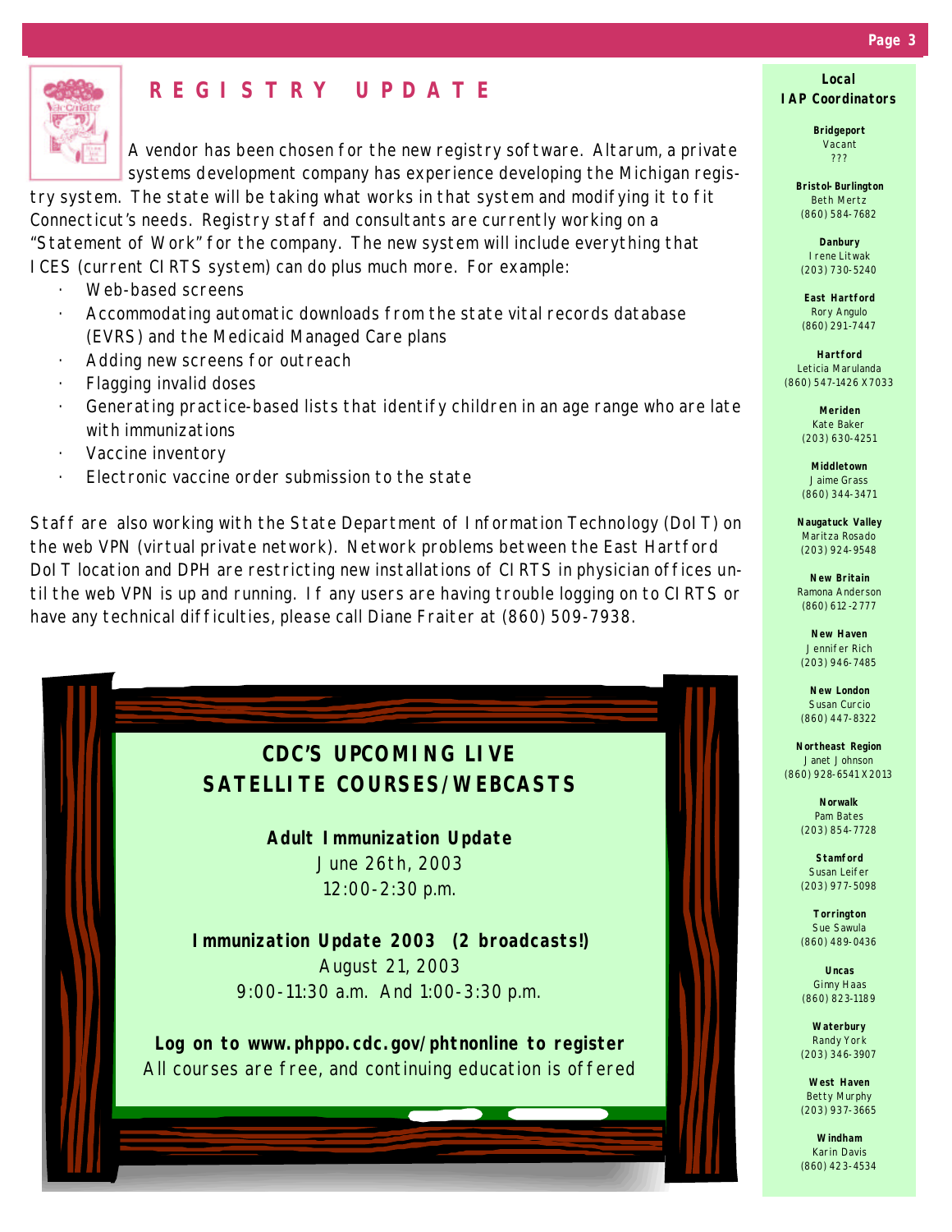## REGISTRY UPDATE

A vendor has been chosen for the new registry software. Altarum, a private systems development company has experience developing the Michigan registry system. The state will be taking what works in that system and modifying it to fit Connecticut's needs. Registry staff and consultants are currently working on a "Statement of Work" for the company. The new system will include everything that ICES (current CIRTS system) can do plus much more. For example:

- Web-based screens
- Accommodating automatic downloads from the state vital records database (EVRS) and the Medicaid Managed Care plans
- Adding new screens for outreach
- Flagging invalid doses
- Generating practice-based lists that identify children in an age range who are late with immunizations
- Vaccine inventory
- Electronic vaccine order submission to the state

Staff are also working with the State Department of Information Technology (DoIT) on the web VPN (virtual private network). Network problems between the East Hartford DoIT location and DPH are restricting new installations of CIRTS in physician offices until the web VPN is up and running. If any users are having trouble logging on to CIRTS or have any technical difficulties, please call Diane Fraiter at (860) 509-7938.

### CDC'S UPCOMING LIVE SATELLITE COURSES/WEBCASTS

**Adult Immunization Update**
June 26th, 2003
12:00-2:30 p.m.

**Immunization Update 2003 (2 broadcasts!)**
August 21, 2003
9:00-11:30 a.m. And 1:00-3:30 p.m.

**Log on to www.phppo.cdc.gov/phtnonline to register**
All courses are free, and continuing education is offered

### Local IAP Coordinators

**Bridgeport**
Vacant
???

**Bristol-Burlington**
Beth Mertz
(860) 584-7682

**Danbury**
Irene Litwak
(203) 730-5240

**East Hartford**
Rory Angulo
(860) 291-7447

**Hartford**
Leticia Marulanda
(860) 547-1426 X7033

**Meriden**
Kate Baker
(203) 630-4251

**Middletown**
Jaime Grass
(860) 344-3471

**Naugatuck Valley**
Maritza Rosado
(203) 924-9548

**New Britain**
Ramona Anderson
(860) 612-2777

**New Haven**
Jennifer Rich
(203) 946-7485

**New London**
Susan Curcio
(860) 447-8322

**Northeast Region**
Janet Johnson
(860) 928-6541 X2013

**Norwalk**
Pam Bates
(203) 854-7728

**Stamford**
Susan Leifer
(203) 977-5098

**Torrington**
Sue Sawula
(860) 489-0436

**Uncas**
Ginny Haas
(860) 823-1189

**Waterbury**
Randy York
(203) 346-3907

**West Haven**
Betty Murphy
(203) 937-3665

**Windham**
Karin Davis
(860) 423-4534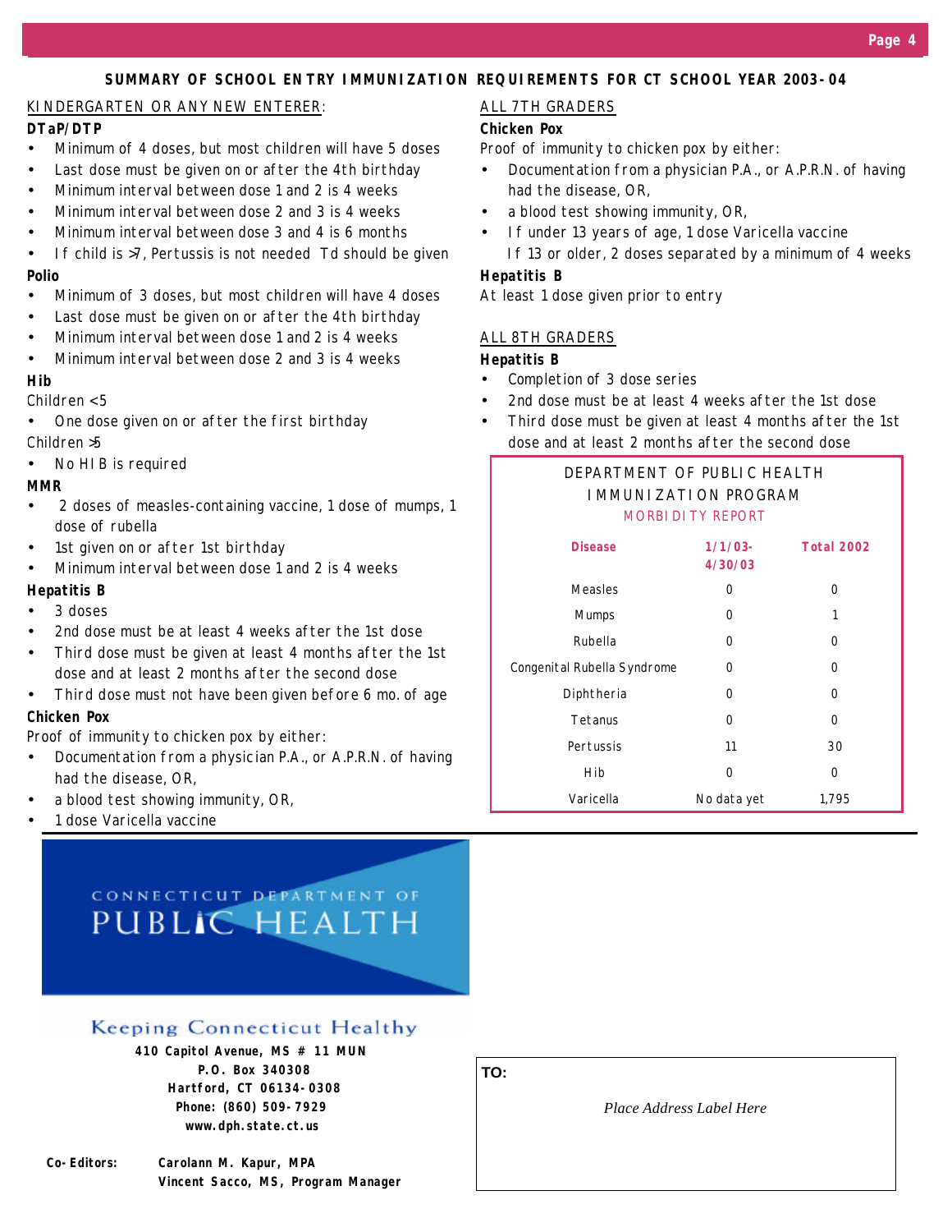## SUMMARY OF SCHOOL ENTRY IMMUNIZATION REQUIREMENTS FOR CT SCHOOL YEAR 2003-04

### KINDERGARTEN OR ANY NEW ENTERER:

**DTaP/DTP**

- Minimum of 4 doses, but most children will have 5 doses
- Last dose must be given on or after the 4th birthday
- Minimum interval between dose 1 and 2 is 4 weeks
- Minimum interval between dose 2 and 3 is 4 weeks
- Minimum interval between dose 3 and 4 is 6 months
- If child is >7, Pertussis is not needed Td should be given

**Polio**

- Minimum of 3 doses, but most children will have 4 doses
- Last dose must be given on or after the 4th birthday
- Minimum interval between dose 1 and 2 is 4 weeks
- Minimum interval between dose 2 and 3 is 4 weeks

**Hib**

Children <5

- One dose given on or after the first birthday

Children >5

- No HIB is required

**MMR**

- 2 doses of measles-containing vaccine, 1 dose of mumps, 1 dose of rubella
- 1st given on or after 1st birthday
- Minimum interval between dose 1 and 2 is 4 weeks

**Hepatitis B**

- 3 doses
- 2nd dose must be at least 4 weeks after the 1st dose
- Third dose must be given at least 4 months after the 1st dose and at least 2 months after the second dose
- Third dose must not have been given before 6 mo. of age

**Chicken Pox**

Proof of immunity to chicken pox by either:

- Documentation from a physician P.A., or A.P.R.N. of having had the disease, OR,
- a blood test showing immunity, OR,
- 1 dose Varicella vaccine

### ALL 7TH GRADERS

**Chicken Pox**

Proof of immunity to chicken pox by either:

- Documentation from a physician P.A., or A.P.R.N. of having had the disease, OR,
- a blood test showing immunity, OR,
- If under 13 years of age, 1 dose Varicella vaccine
  If 13 or older, 2 doses separated by a minimum of 4 weeks

**Hepatitis B**

At least 1 dose given prior to entry

### ALL 8TH GRADERS

**Hepatitis B**

- Completion of 3 dose series
- 2nd dose must be at least 4 weeks after the 1st dose
- Third dose must be given at least 4 months after the 1st dose and at least 2 months after the second dose

DEPARTMENT OF PUBLIC HEALTH
IMMUNIZATION PROGRAM
MORBIDITY REPORT

| Disease | 1/1/03-4/30/03 | Total 2002 |
|---|---|---|
| Measles | 0 | 0 |
| Mumps | 0 | 1 |
| Rubella | 0 | 0 |
| Congenital Rubella Syndrome | 0 | 0 |
| Diphtheria | 0 | 0 |
| Tetanus | 0 | 0 |
| Pertussis | 11 | 30 |
| Hib | 0 | 0 |
| Varicella | No data yet | 1,795 |

CONNECTICUT DEPARTMENT OF
PUBLIC HEALTH

Keeping Connecticut Healthy

**410 Capitol Avenue, MS # 11 MUN**
**P.O. Box 340308**
**Hartford, CT 06134-0308**
**Phone: (860) 509-7929**
**www.dph.state.ct.us**

**Co-Editors:** **Carolann M. Kapur, MPA**
**Vincent Sacco, MS, Program Manager**

**TO:**

*Place Address Label Here*